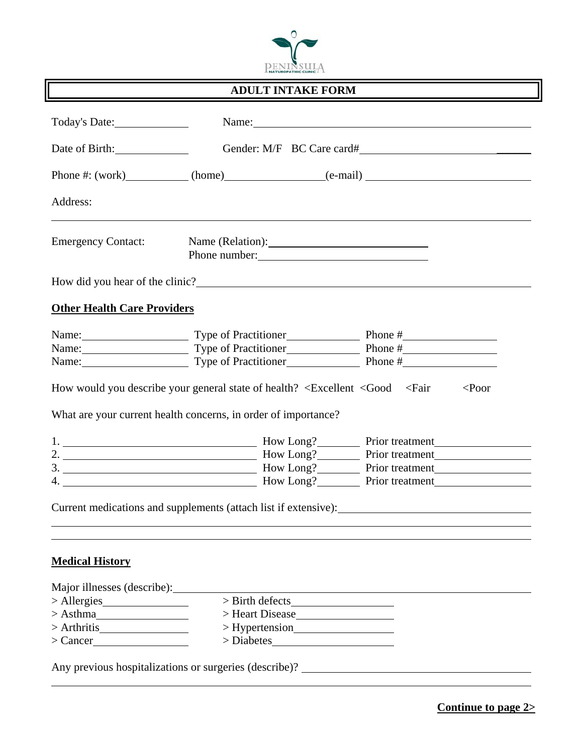PENINSULA NATUROPATHIC CLINIC

# ADULT INTAKE FORM

Today's Date:______________ Name:________________________________________________

Date of Birth:______________ Gender: M/F BC Care card#_________________________ ______

Phone #: (work)___________ (home)_________________(e-mail) ____________________________

Address:

_____________________________________________________________________________________

Emergency Contact: Name (Relation):____________________________
Phone number:_____________________________

How did you hear of the clinic?___________________________________________________________

**Other Health Care Providers**

Name:___________________ Type of Practitioner_____________ Phone #_________________
Name:___________________ Type of Practitioner_____________ Phone #_________________
Name:___________________ Type of Practitioner_____________ Phone #_________________

How would you describe your general state of health? <Excellent <Good <Fair <Poor

What are your current health concerns, in order of importance?

1. ___________________________________ How Long?________ Prior treatment_________________
2. ___________________________________ How Long?________ Prior treatment_________________
3. ___________________________________ How Long?________ Prior treatment_________________
4. ___________________________________ How Long?________ Prior treatment_________________

Current medications and supplements (attach list if extensive):________________________________

_____________________________________________________________________________________

_____________________________________________________________________________________

**Medical History**

Major illnesses (describe):__________________________________________________________________

> Allergies________________ > Birth defects__________________
> Asthma_________________ > Heart Disease_________________
> Arthritis________________ > Hypertension__________________
> Cancer_________________ > Diabetes______________________

Any previous hospitalizations or surgeries (describe)? ______________________________________

_____________________________________________________________________________________

**Continue to page 2>**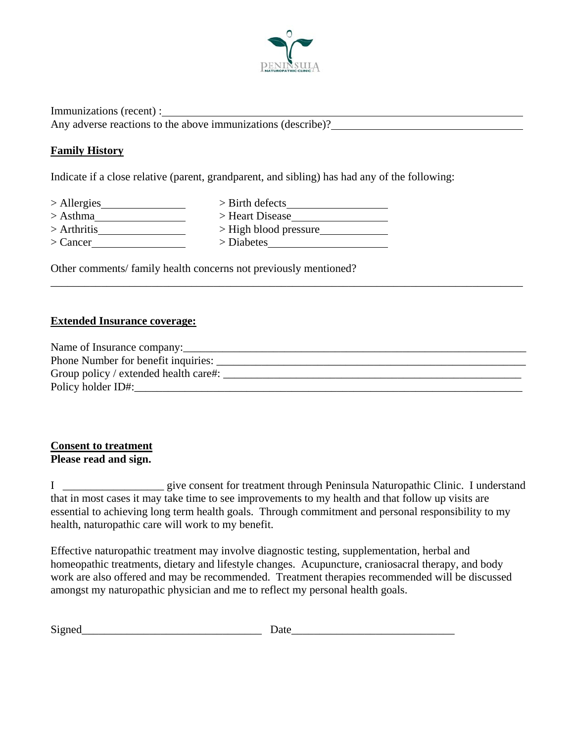Immunizations (recent) : ____________________________________________

Any adverse reactions to the above immunizations (describe)? ____________________________

**Family History**

Indicate if a close relative (parent, grandparent, and sibling) has had any of the following:

> Allergies ______________   > Birth defects ________________
> Asthma ________________   > Heart Disease ________________
> Arthritis _______________   > High blood pressure ___________
> Cancer ________________   > Diabetes ____________________

Other comments/ family health concerns not previously mentioned?

___________________________________________________________________________

**Extended Insurance coverage:**

Name of Insurance company: _______________________________________________
Phone Number for benefit inquiries: _________________________________________
Group policy / extended health care#: _______________________________________
Policy holder ID#: _______________________________________________________

**Consent to treatment**
**Please read and sign.**

I _________________ give consent for treatment through Peninsula Naturopathic Clinic. I understand that in most cases it may take time to see improvements to my health and that follow up visits are essential to achieving long term health goals. Through commitment and personal responsibility to my health, naturopathic care will work to my benefit.

Effective naturopathic treatment may involve diagnostic testing, supplementation, herbal and homeopathic treatments, dietary and lifestyle changes. Acupuncture, craniosacral therapy, and body work are also offered and may be recommended. Treatment therapies recommended will be discussed amongst my naturopathic physician and me to reflect my personal health goals.

Signed______________________________ Date___________________________